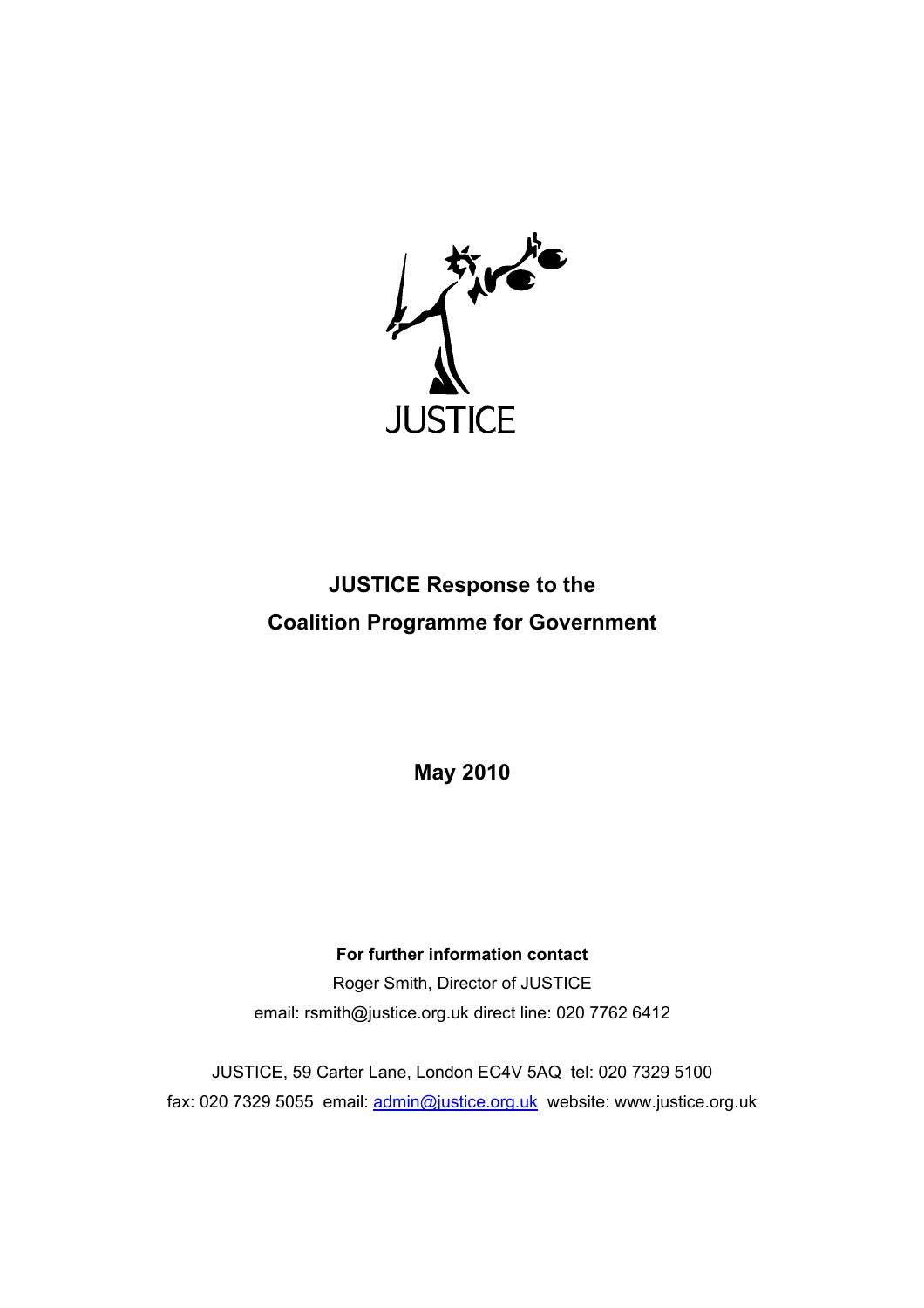JUSTICE

# JUSTICE Response to the Coalition Programme for Government

**May 2010**

**For further information contact**

Roger Smith, Director of JUSTICE

email: rsmith@justice.org.uk direct line: 020 7762 6412

JUSTICE, 59 Carter Lane, London EC4V 5AQ tel: 020 7329 5100

fax: 020 7329 5055 email: admin@justice.org.uk website: www.justice.org.uk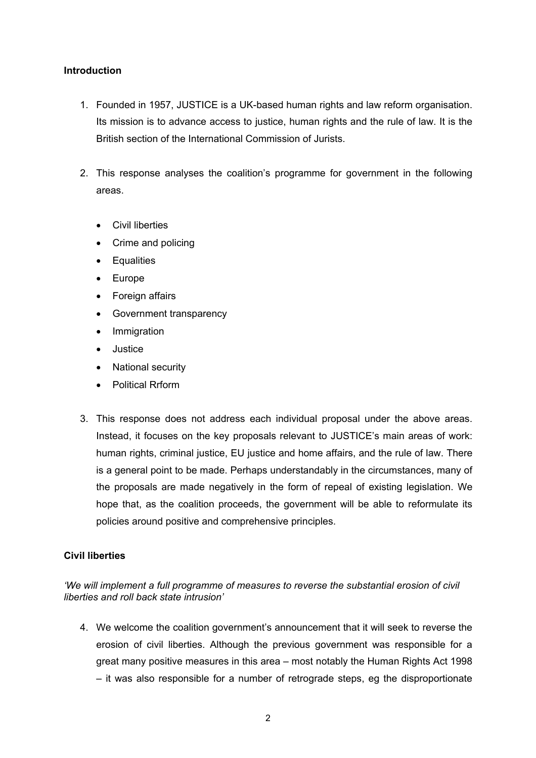**Introduction**

1. Founded in 1957, JUSTICE is a UK-based human rights and law reform organisation. Its mission is to advance access to justice, human rights and the rule of law. It is the British section of the International Commission of Jurists.

2. This response analyses the coalition's programme for government in the following areas.

   - Civil liberties
   - Crime and policing
   - Equalities
   - Europe
   - Foreign affairs
   - Government transparency
   - Immigration
   - Justice
   - National security
   - Political Rrform

3. This response does not address each individual proposal under the above areas. Instead, it focuses on the key proposals relevant to JUSTICE's main areas of work: human rights, criminal justice, EU justice and home affairs, and the rule of law. There is a general point to be made. Perhaps understandably in the circumstances, many of the proposals are made negatively in the form of repeal of existing legislation. We hope that, as the coalition proceeds, the government will be able to reformulate its policies around positive and comprehensive principles.

**Civil liberties**

*'We will implement a full programme of measures to reverse the substantial erosion of civil liberties and roll back state intrusion'*

4. We welcome the coalition government's announcement that it will seek to reverse the erosion of civil liberties. Although the previous government was responsible for a great many positive measures in this area – most notably the Human Rights Act 1998 – it was also responsible for a number of retrograde steps, eg the disproportionate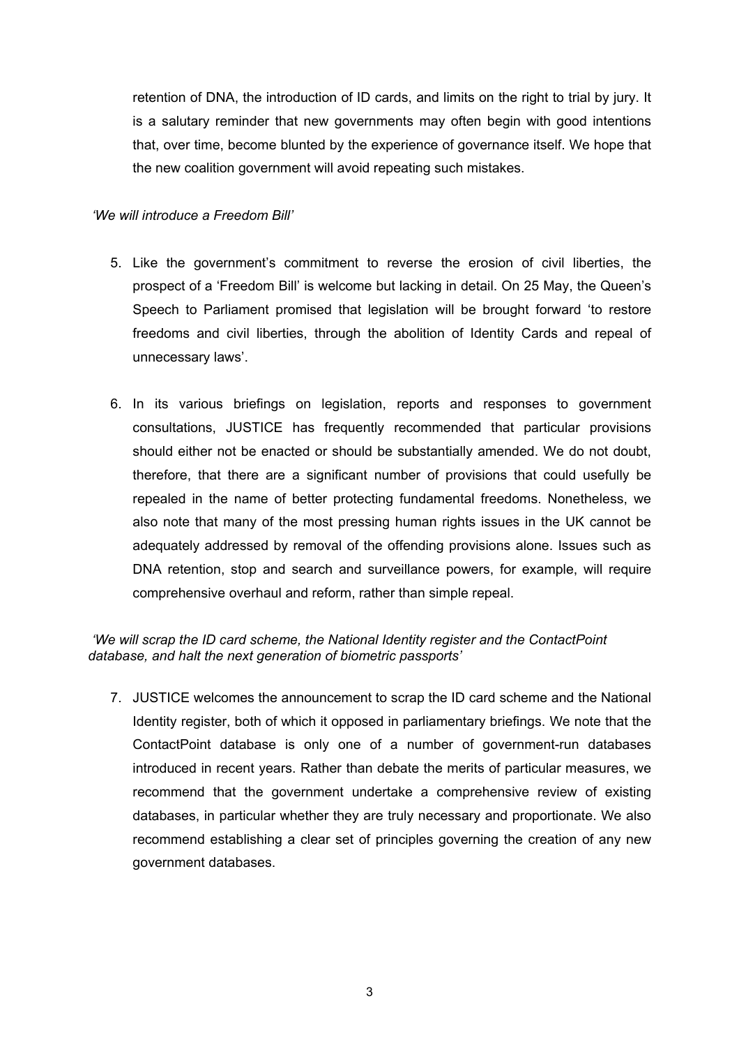retention of DNA, the introduction of ID cards, and limits on the right to trial by jury. It is a salutary reminder that new governments may often begin with good intentions that, over time, become blunted by the experience of governance itself. We hope that the new coalition government will avoid repeating such mistakes.

*'We will introduce a Freedom Bill'*

5. Like the government's commitment to reverse the erosion of civil liberties, the prospect of a 'Freedom Bill' is welcome but lacking in detail. On 25 May, the Queen's Speech to Parliament promised that legislation will be brought forward 'to restore freedoms and civil liberties, through the abolition of Identity Cards and repeal of unnecessary laws'.

6. In its various briefings on legislation, reports and responses to government consultations, JUSTICE has frequently recommended that particular provisions should either not be enacted or should be substantially amended. We do not doubt, therefore, that there are a significant number of provisions that could usefully be repealed in the name of better protecting fundamental freedoms. Nonetheless, we also note that many of the most pressing human rights issues in the UK cannot be adequately addressed by removal of the offending provisions alone. Issues such as DNA retention, stop and search and surveillance powers, for example, will require comprehensive overhaul and reform, rather than simple repeal.

*'We will scrap the ID card scheme, the National Identity register and the ContactPoint database, and halt the next generation of biometric passports'*

7. JUSTICE welcomes the announcement to scrap the ID card scheme and the National Identity register, both of which it opposed in parliamentary briefings. We note that the ContactPoint database is only one of a number of government-run databases introduced in recent years. Rather than debate the merits of particular measures, we recommend that the government undertake a comprehensive review of existing databases, in particular whether they are truly necessary and proportionate. We also recommend establishing a clear set of principles governing the creation of any new government databases.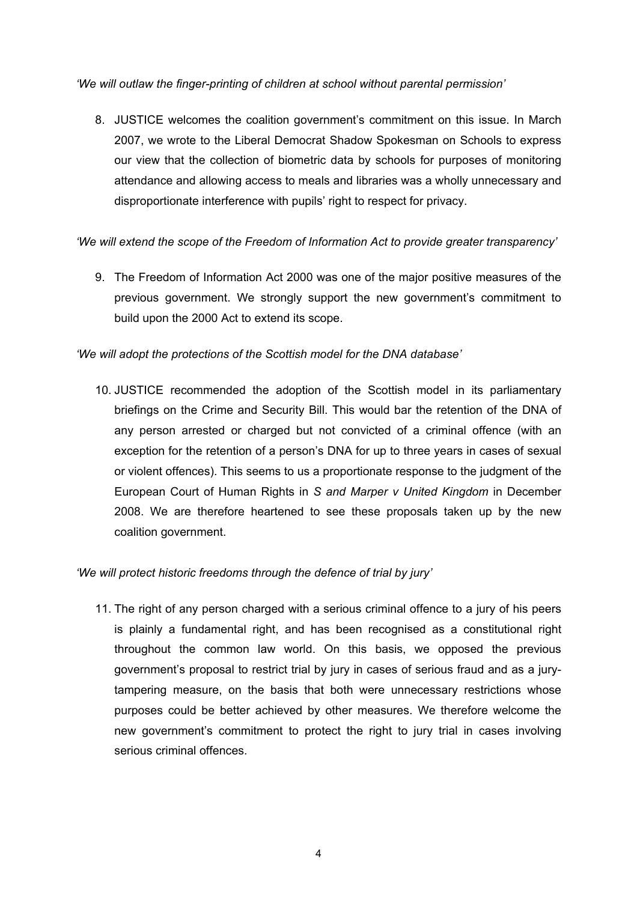*'We will outlaw the finger-printing of children at school without parental permission'*

8. JUSTICE welcomes the coalition government's commitment on this issue. In March 2007, we wrote to the Liberal Democrat Shadow Spokesman on Schools to express our view that the collection of biometric data by schools for purposes of monitoring attendance and allowing access to meals and libraries was a wholly unnecessary and disproportionate interference with pupils' right to respect for privacy.

*'We will extend the scope of the Freedom of Information Act to provide greater transparency'*

9. The Freedom of Information Act 2000 was one of the major positive measures of the previous government. We strongly support the new government's commitment to build upon the 2000 Act to extend its scope.

*'We will adopt the protections of the Scottish model for the DNA database'*

10. JUSTICE recommended the adoption of the Scottish model in its parliamentary briefings on the Crime and Security Bill. This would bar the retention of the DNA of any person arrested or charged but not convicted of a criminal offence (with an exception for the retention of a person's DNA for up to three years in cases of sexual or violent offences). This seems to us a proportionate response to the judgment of the European Court of Human Rights in *S and Marper v United Kingdom* in December 2008. We are therefore heartened to see these proposals taken up by the new coalition government.

*'We will protect historic freedoms through the defence of trial by jury'*

11. The right of any person charged with a serious criminal offence to a jury of his peers is plainly a fundamental right, and has been recognised as a constitutional right throughout the common law world. On this basis, we opposed the previous government's proposal to restrict trial by jury in cases of serious fraud and as a jury-tampering measure, on the basis that both were unnecessary restrictions whose purposes could be better achieved by other measures. We therefore welcome the new government's commitment to protect the right to jury trial in cases involving serious criminal offences.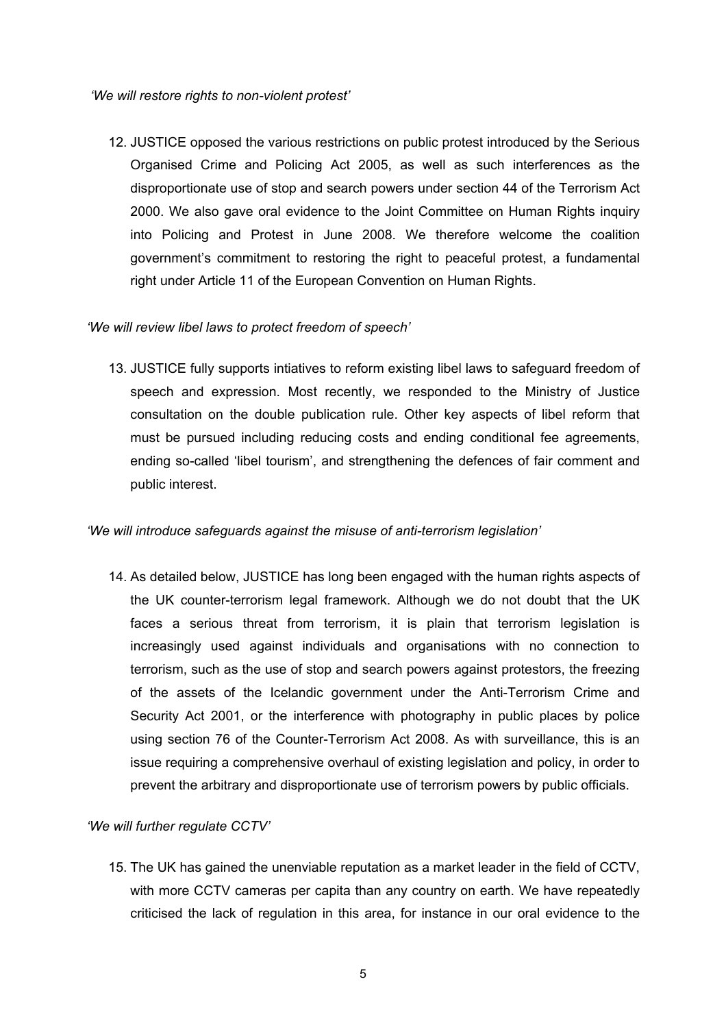*'We will restore rights to non-violent protest'*

12. JUSTICE opposed the various restrictions on public protest introduced by the Serious Organised Crime and Policing Act 2005, as well as such interferences as the disproportionate use of stop and search powers under section 44 of the Terrorism Act 2000. We also gave oral evidence to the Joint Committee on Human Rights inquiry into Policing and Protest in June 2008. We therefore welcome the coalition government's commitment to restoring the right to peaceful protest, a fundamental right under Article 11 of the European Convention on Human Rights.

*'We will review libel laws to protect freedom of speech'*

13. JUSTICE fully supports intiatives to reform existing libel laws to safeguard freedom of speech and expression. Most recently, we responded to the Ministry of Justice consultation on the double publication rule. Other key aspects of libel reform that must be pursued including reducing costs and ending conditional fee agreements, ending so-called 'libel tourism', and strengthening the defences of fair comment and public interest.

*'We will introduce safeguards against the misuse of anti-terrorism legislation'*

14. As detailed below, JUSTICE has long been engaged with the human rights aspects of the UK counter-terrorism legal framework. Although we do not doubt that the UK faces a serious threat from terrorism, it is plain that terrorism legislation is increasingly used against individuals and organisations with no connection to terrorism, such as the use of stop and search powers against protestors, the freezing of the assets of the Icelandic government under the Anti-Terrorism Crime and Security Act 2001, or the interference with photography in public places by police using section 76 of the Counter-Terrorism Act 2008. As with surveillance, this is an issue requiring a comprehensive overhaul of existing legislation and policy, in order to prevent the arbitrary and disproportionate use of terrorism powers by public officials.

*'We will further regulate CCTV'*

15. The UK has gained the unenviable reputation as a market leader in the field of CCTV, with more CCTV cameras per capita than any country on earth. We have repeatedly criticised the lack of regulation in this area, for instance in our oral evidence to the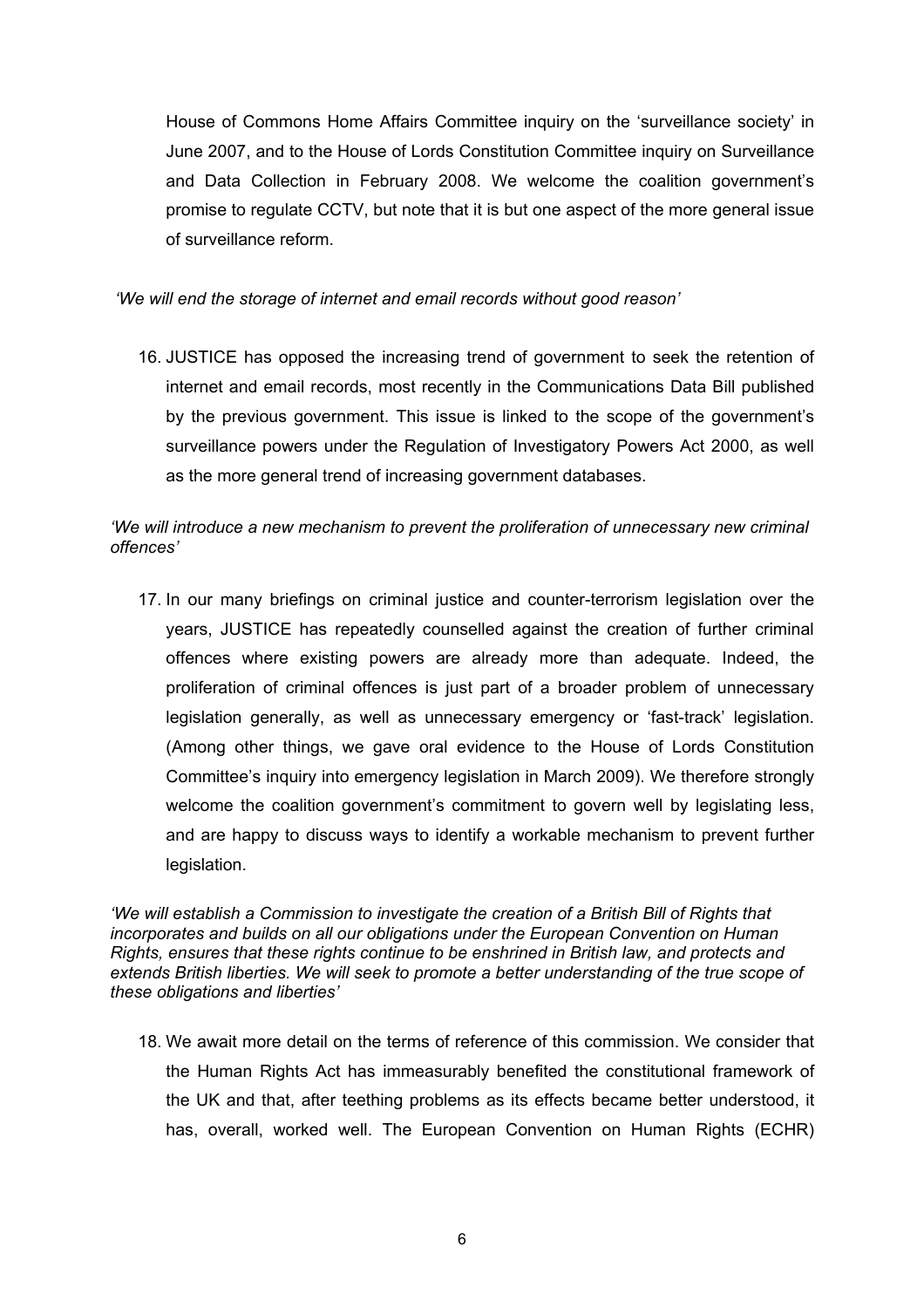House of Commons Home Affairs Committee inquiry on the 'surveillance society' in June 2007, and to the House of Lords Constitution Committee inquiry on Surveillance and Data Collection in February 2008. We welcome the coalition government's promise to regulate CCTV, but note that it is but one aspect of the more general issue of surveillance reform.

*'We will end the storage of internet and email records without good reason'*

16. JUSTICE has opposed the increasing trend of government to seek the retention of internet and email records, most recently in the Communications Data Bill published by the previous government. This issue is linked to the scope of the government's surveillance powers under the Regulation of Investigatory Powers Act 2000, as well as the more general trend of increasing government databases.

*'We will introduce a new mechanism to prevent the proliferation of unnecessary new criminal offences'*

17. In our many briefings on criminal justice and counter-terrorism legislation over the years, JUSTICE has repeatedly counselled against the creation of further criminal offences where existing powers are already more than adequate. Indeed, the proliferation of criminal offences is just part of a broader problem of unnecessary legislation generally, as well as unnecessary emergency or 'fast-track' legislation. (Among other things, we gave oral evidence to the House of Lords Constitution Committee's inquiry into emergency legislation in March 2009). We therefore strongly welcome the coalition government's commitment to govern well by legislating less, and are happy to discuss ways to identify a workable mechanism to prevent further legislation.

*'We will establish a Commission to investigate the creation of a British Bill of Rights that incorporates and builds on all our obligations under the European Convention on Human Rights, ensures that these rights continue to be enshrined in British law, and protects and extends British liberties. We will seek to promote a better understanding of the true scope of these obligations and liberties'*

18. We await more detail on the terms of reference of this commission. We consider that the Human Rights Act has immeasurably benefited the constitutional framework of the UK and that, after teething problems as its effects became better understood, it has, overall, worked well. The European Convention on Human Rights (ECHR)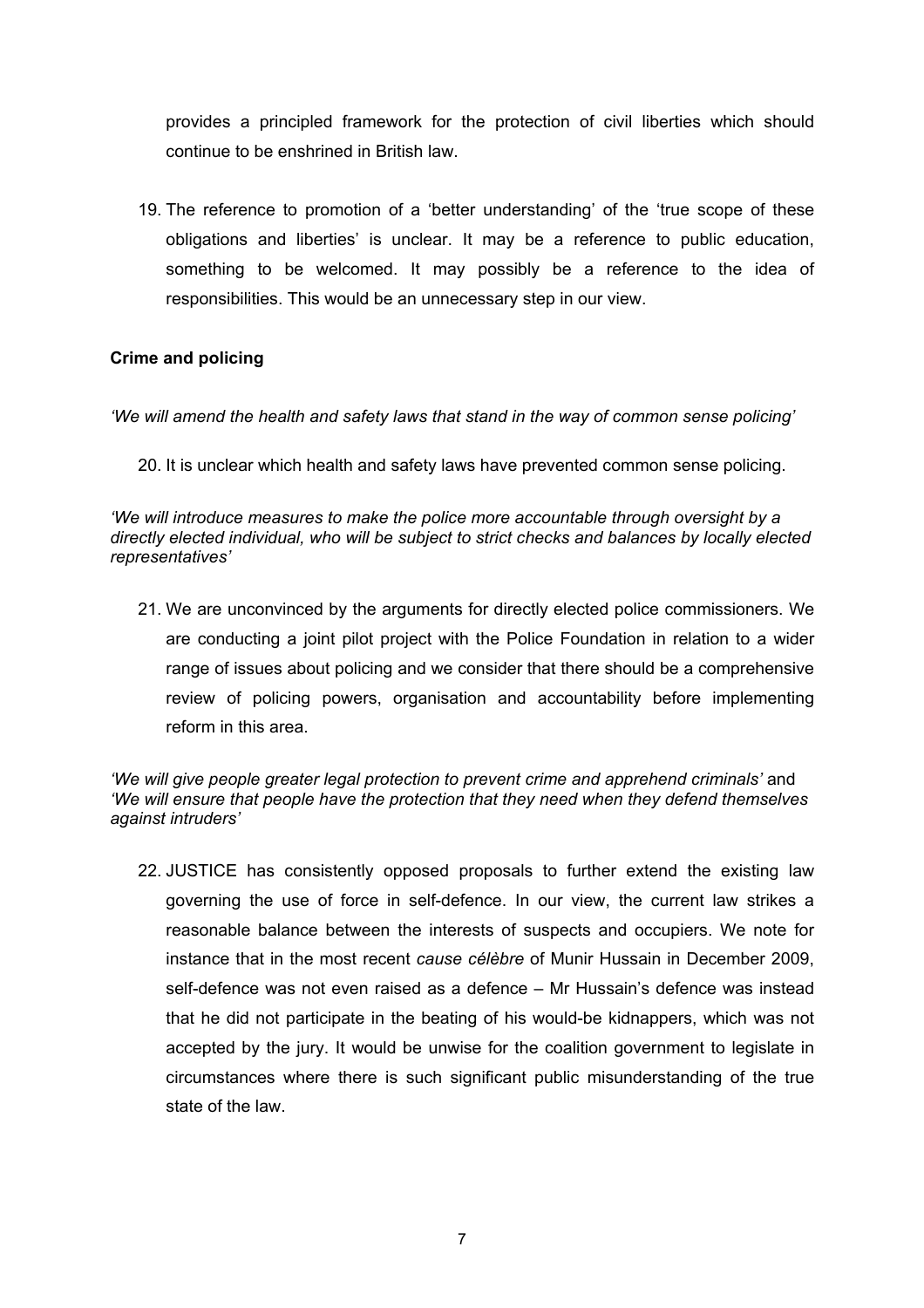provides a principled framework for the protection of civil liberties which should continue to be enshrined in British law.

19. The reference to promotion of a 'better understanding' of the 'true scope of these obligations and liberties' is unclear. It may be a reference to public education, something to be welcomed. It may possibly be a reference to the idea of responsibilities. This would be an unnecessary step in our view.

**Crime and policing**

*'We will amend the health and safety laws that stand in the way of common sense policing'*

20. It is unclear which health and safety laws have prevented common sense policing.

*'We will introduce measures to make the police more accountable through oversight by a directly elected individual, who will be subject to strict checks and balances by locally elected representatives'*

21. We are unconvinced by the arguments for directly elected police commissioners. We are conducting a joint pilot project with the Police Foundation in relation to a wider range of issues about policing and we consider that there should be a comprehensive review of policing powers, organisation and accountability before implementing reform in this area.

*'We will give people greater legal protection to prevent crime and apprehend criminals'* and *'We will ensure that people have the protection that they need when they defend themselves against intruders'*

22. JUSTICE has consistently opposed proposals to further extend the existing law governing the use of force in self-defence. In our view, the current law strikes a reasonable balance between the interests of suspects and occupiers. We note for instance that in the most recent *cause célèbre* of Munir Hussain in December 2009, self-defence was not even raised as a defence – Mr Hussain's defence was instead that he did not participate in the beating of his would-be kidnappers, which was not accepted by the jury. It would be unwise for the coalition government to legislate in circumstances where there is such significant public misunderstanding of the true state of the law.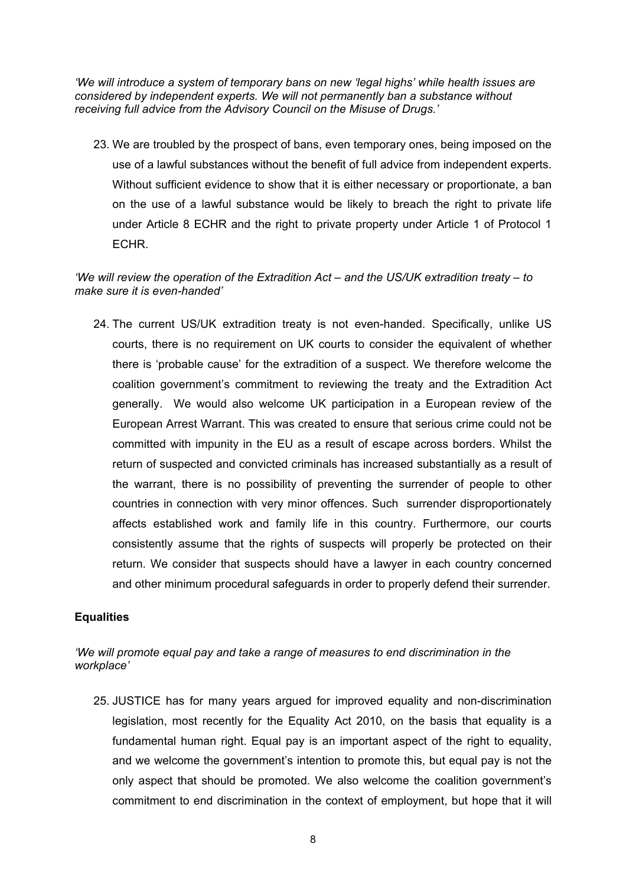*'We will introduce a system of temporary bans on new 'legal highs' while health issues are considered by independent experts. We will not permanently ban a substance without receiving full advice from the Advisory Council on the Misuse of Drugs.'*

23. We are troubled by the prospect of bans, even temporary ones, being imposed on the use of a lawful substances without the benefit of full advice from independent experts. Without sufficient evidence to show that it is either necessary or proportionate, a ban on the use of a lawful substance would be likely to breach the right to private life under Article 8 ECHR and the right to private property under Article 1 of Protocol 1 ECHR.

*'We will review the operation of the Extradition Act – and the US/UK extradition treaty – to make sure it is even-handed'*

24. The current US/UK extradition treaty is not even-handed. Specifically, unlike US courts, there is no requirement on UK courts to consider the equivalent of whether there is 'probable cause' for the extradition of a suspect. We therefore welcome the coalition government's commitment to reviewing the treaty and the Extradition Act generally. We would also welcome UK participation in a European review of the European Arrest Warrant. This was created to ensure that serious crime could not be committed with impunity in the EU as a result of escape across borders. Whilst the return of suspected and convicted criminals has increased substantially as a result of the warrant, there is no possibility of preventing the surrender of people to other countries in connection with very minor offences. Such surrender disproportionately affects established work and family life in this country. Furthermore, our courts consistently assume that the rights of suspects will properly be protected on their return. We consider that suspects should have a lawyer in each country concerned and other minimum procedural safeguards in order to properly defend their surrender.

**Equalities**

*'We will promote equal pay and take a range of measures to end discrimination in the workplace'*

25. JUSTICE has for many years argued for improved equality and non-discrimination legislation, most recently for the Equality Act 2010, on the basis that equality is a fundamental human right. Equal pay is an important aspect of the right to equality, and we welcome the government's intention to promote this, but equal pay is not the only aspect that should be promoted. We also welcome the coalition government's commitment to end discrimination in the context of employment, but hope that it will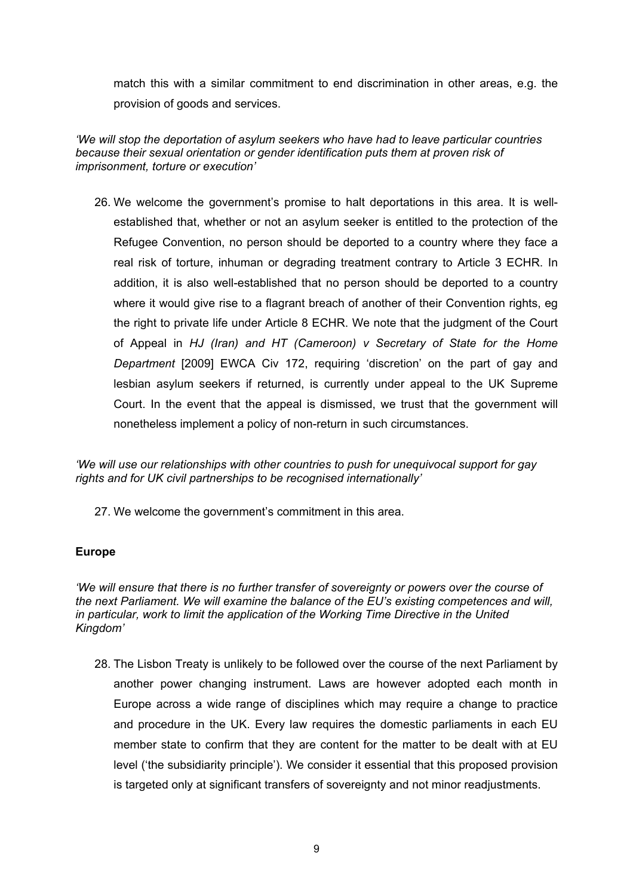match this with a similar commitment to end discrimination in other areas, e.g. the provision of goods and services.

*'We will stop the deportation of asylum seekers who have had to leave particular countries because their sexual orientation or gender identification puts them at proven risk of imprisonment, torture or execution'*

26. We welcome the government's promise to halt deportations in this area. It is well-established that, whether or not an asylum seeker is entitled to the protection of the Refugee Convention, no person should be deported to a country where they face a real risk of torture, inhuman or degrading treatment contrary to Article 3 ECHR. In addition, it is also well-established that no person should be deported to a country where it would give rise to a flagrant breach of another of their Convention rights, eg the right to private life under Article 8 ECHR. We note that the judgment of the Court of Appeal in *HJ (Iran) and HT (Cameroon) v Secretary of State for the Home Department* [2009] EWCA Civ 172, requiring 'discretion' on the part of gay and lesbian asylum seekers if returned, is currently under appeal to the UK Supreme Court. In the event that the appeal is dismissed, we trust that the government will nonetheless implement a policy of non-return in such circumstances.

*'We will use our relationships with other countries to push for unequivocal support for gay rights and for UK civil partnerships to be recognised internationally'*

27. We welcome the government's commitment in this area.

**Europe**

*'We will ensure that there is no further transfer of sovereignty or powers over the course of the next Parliament. We will examine the balance of the EU's existing competences and will, in particular, work to limit the application of the Working Time Directive in the United Kingdom'*

28. The Lisbon Treaty is unlikely to be followed over the course of the next Parliament by another power changing instrument. Laws are however adopted each month in Europe across a wide range of disciplines which may require a change to practice and procedure in the UK. Every law requires the domestic parliaments in each EU member state to confirm that they are content for the matter to be dealt with at EU level ('the subsidiarity principle'). We consider it essential that this proposed provision is targeted only at significant transfers of sovereignty and not minor readjustments.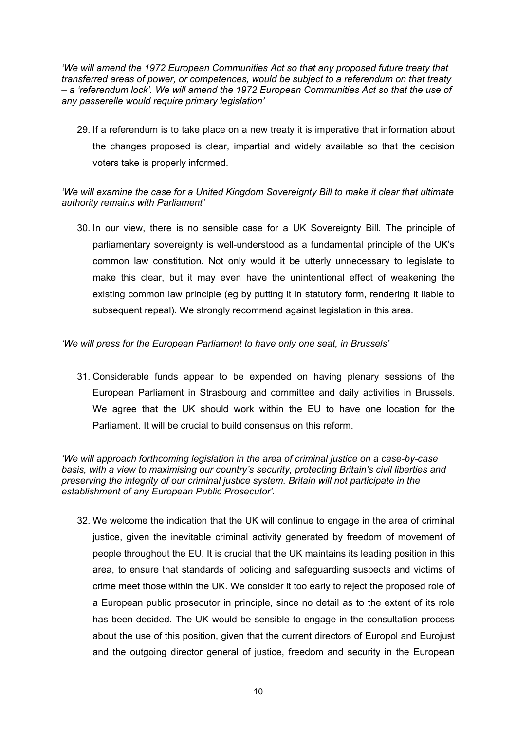*'We will amend the 1972 European Communities Act so that any proposed future treaty that transferred areas of power, or competences, would be subject to a referendum on that treaty – a 'referendum lock'. We will amend the 1972 European Communities Act so that the use of any passerelle would require primary legislation'*

29. If a referendum is to take place on a new treaty it is imperative that information about the changes proposed is clear, impartial and widely available so that the decision voters take is properly informed.

*'We will examine the case for a United Kingdom Sovereignty Bill to make it clear that ultimate authority remains with Parliament'*

30. In our view, there is no sensible case for a UK Sovereignty Bill. The principle of parliamentary sovereignty is well-understood as a fundamental principle of the UK's common law constitution. Not only would it be utterly unnecessary to legislate to make this clear, but it may even have the unintentional effect of weakening the existing common law principle (eg by putting it in statutory form, rendering it liable to subsequent repeal). We strongly recommend against legislation in this area.

*'We will press for the European Parliament to have only one seat, in Brussels'*

31. Considerable funds appear to be expended on having plenary sessions of the European Parliament in Strasbourg and committee and daily activities in Brussels. We agree that the UK should work within the EU to have one location for the Parliament. It will be crucial to build consensus on this reform.

*'We will approach forthcoming legislation in the area of criminal justice on a case-by-case basis, with a view to maximising our country's security, protecting Britain's civil liberties and preserving the integrity of our criminal justice system. Britain will not participate in the establishment of any European Public Prosecutor'.*

32. We welcome the indication that the UK will continue to engage in the area of criminal justice, given the inevitable criminal activity generated by freedom of movement of people throughout the EU. It is crucial that the UK maintains its leading position in this area, to ensure that standards of policing and safeguarding suspects and victims of crime meet those within the UK. We consider it too early to reject the proposed role of a European public prosecutor in principle, since no detail as to the extent of its role has been decided. The UK would be sensible to engage in the consultation process about the use of this position, given that the current directors of Europol and Eurojust and the outgoing director general of justice, freedom and security in the European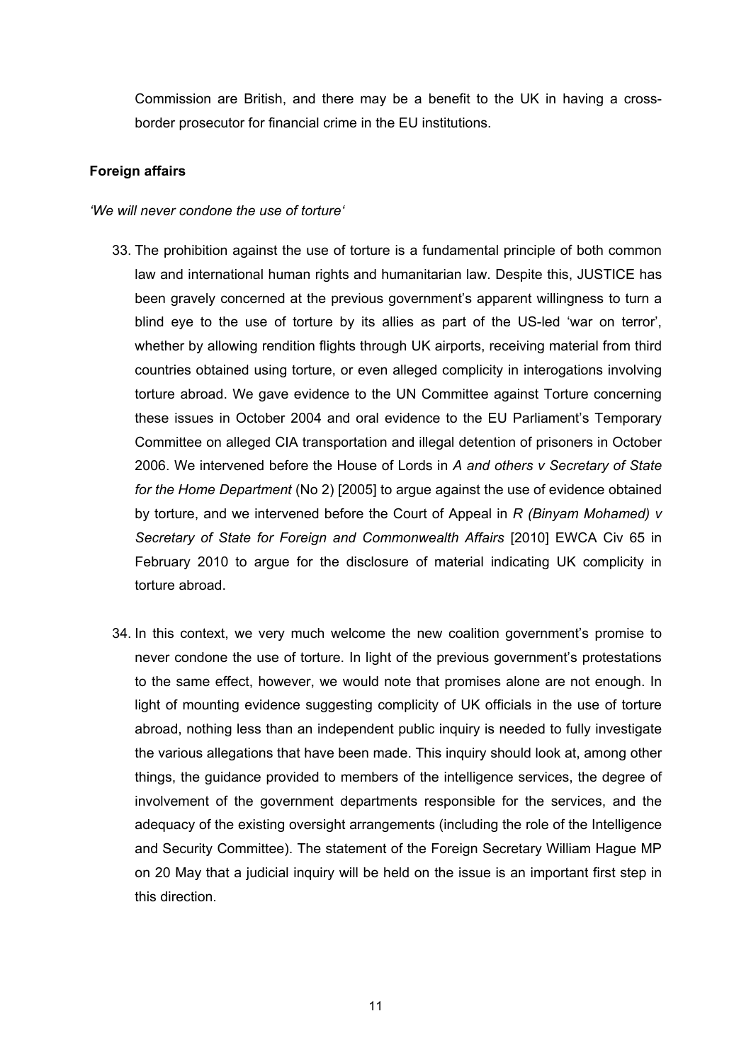Commission are British, and there may be a benefit to the UK in having a cross-border prosecutor for financial crime in the EU institutions.

**Foreign affairs**

*'We will never condone the use of torture'*

33. The prohibition against the use of torture is a fundamental principle of both common law and international human rights and humanitarian law. Despite this, JUSTICE has been gravely concerned at the previous government's apparent willingness to turn a blind eye to the use of torture by its allies as part of the US-led 'war on terror', whether by allowing rendition flights through UK airports, receiving material from third countries obtained using torture, or even alleged complicity in interogations involving torture abroad. We gave evidence to the UN Committee against Torture concerning these issues in October 2004 and oral evidence to the EU Parliament's Temporary Committee on alleged CIA transportation and illegal detention of prisoners in October 2006. We intervened before the House of Lords in *A and others v Secretary of State for the Home Department* (No 2) [2005] to argue against the use of evidence obtained by torture, and we intervened before the Court of Appeal in *R (Binyam Mohamed) v Secretary of State for Foreign and Commonwealth Affairs* [2010] EWCA Civ 65 in February 2010 to argue for the disclosure of material indicating UK complicity in torture abroad.

34. In this context, we very much welcome the new coalition government's promise to never condone the use of torture. In light of the previous government's protestations to the same effect, however, we would note that promises alone are not enough. In light of mounting evidence suggesting complicity of UK officials in the use of torture abroad, nothing less than an independent public inquiry is needed to fully investigate the various allegations that have been made. This inquiry should look at, among other things, the guidance provided to members of the intelligence services, the degree of involvement of the government departments responsible for the services, and the adequacy of the existing oversight arrangements (including the role of the Intelligence and Security Committee). The statement of the Foreign Secretary William Hague MP on 20 May that a judicial inquiry will be held on the issue is an important first step in this direction.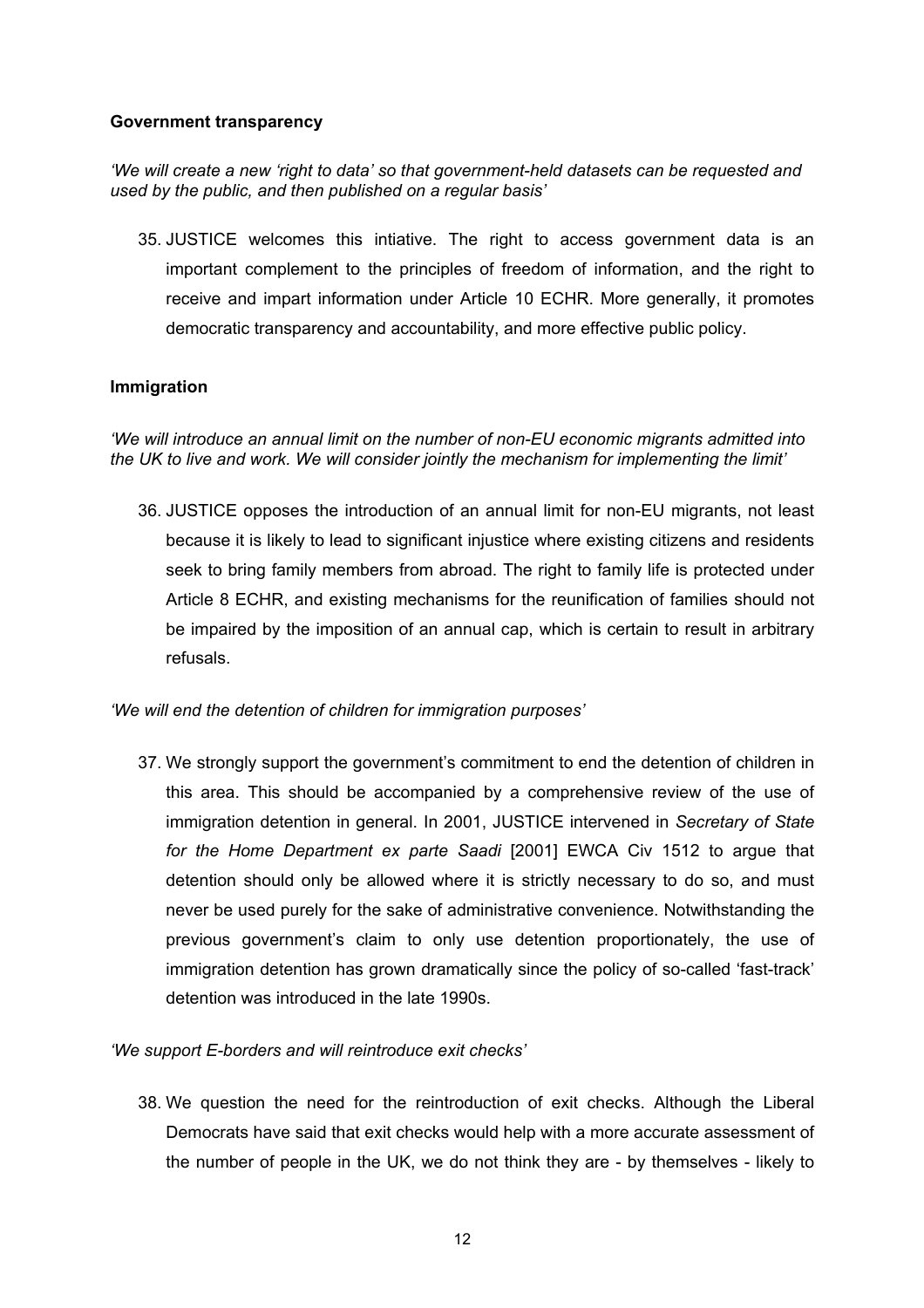**Government transparency**

*'We will create a new 'right to data' so that government-held datasets can be requested and used by the public, and then published on a regular basis'*

35. JUSTICE welcomes this intiative. The right to access government data is an important complement to the principles of freedom of information, and the right to receive and impart information under Article 10 ECHR. More generally, it promotes democratic transparency and accountability, and more effective public policy.

**Immigration**

*'We will introduce an annual limit on the number of non-EU economic migrants admitted into the UK to live and work. We will consider jointly the mechanism for implementing the limit'*

36. JUSTICE opposes the introduction of an annual limit for non-EU migrants, not least because it is likely to lead to significant injustice where existing citizens and residents seek to bring family members from abroad. The right to family life is protected under Article 8 ECHR, and existing mechanisms for the reunification of families should not be impaired by the imposition of an annual cap, which is certain to result in arbitrary refusals.

*'We will end the detention of children for immigration purposes'*

37. We strongly support the government's commitment to end the detention of children in this area. This should be accompanied by a comprehensive review of the use of immigration detention in general. In 2001, JUSTICE intervened in *Secretary of State for the Home Department ex parte Saadi* [2001] EWCA Civ 1512 to argue that detention should only be allowed where it is strictly necessary to do so, and must never be used purely for the sake of administrative convenience. Notwithstanding the previous government's claim to only use detention proportionately, the use of immigration detention has grown dramatically since the policy of so-called 'fast-track' detention was introduced in the late 1990s.

*'We support E-borders and will reintroduce exit checks'*

38. We question the need for the reintroduction of exit checks. Although the Liberal Democrats have said that exit checks would help with a more accurate assessment of the number of people in the UK, we do not think they are - by themselves - likely to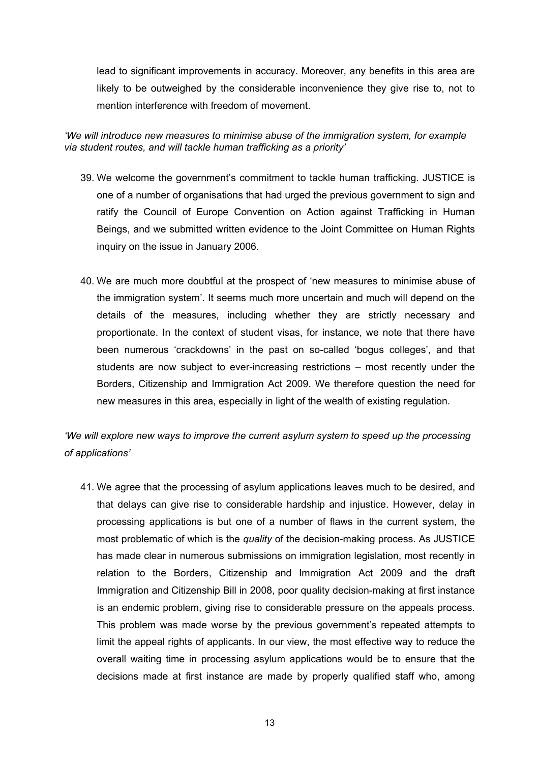lead to significant improvements in accuracy. Moreover, any benefits in this area are likely to be outweighed by the considerable inconvenience they give rise to, not to mention interference with freedom of movement.

*'We will introduce new measures to minimise abuse of the immigration system, for example via student routes, and will tackle human trafficking as a priority'*

39. We welcome the government's commitment to tackle human trafficking. JUSTICE is one of a number of organisations that had urged the previous government to sign and ratify the Council of Europe Convention on Action against Trafficking in Human Beings, and we submitted written evidence to the Joint Committee on Human Rights inquiry on the issue in January 2006.

40. We are much more doubtful at the prospect of 'new measures to minimise abuse of the immigration system'. It seems much more uncertain and much will depend on the details of the measures, including whether they are strictly necessary and proportionate. In the context of student visas, for instance, we note that there have been numerous 'crackdowns' in the past on so-called 'bogus colleges', and that students are now subject to ever-increasing restrictions – most recently under the Borders, Citizenship and Immigration Act 2009. We therefore question the need for new measures in this area, especially in light of the wealth of existing regulation.

*'We will explore new ways to improve the current asylum system to speed up the processing of applications'*

41. We agree that the processing of asylum applications leaves much to be desired, and that delays can give rise to considerable hardship and injustice. However, delay in processing applications is but one of a number of flaws in the current system, the most problematic of which is the *quality* of the decision-making process. As JUSTICE has made clear in numerous submissions on immigration legislation, most recently in relation to the Borders, Citizenship and Immigration Act 2009 and the draft Immigration and Citizenship Bill in 2008, poor quality decision-making at first instance is an endemic problem, giving rise to considerable pressure on the appeals process. This problem was made worse by the previous government's repeated attempts to limit the appeal rights of applicants. In our view, the most effective way to reduce the overall waiting time in processing asylum applications would be to ensure that the decisions made at first instance are made by properly qualified staff who, among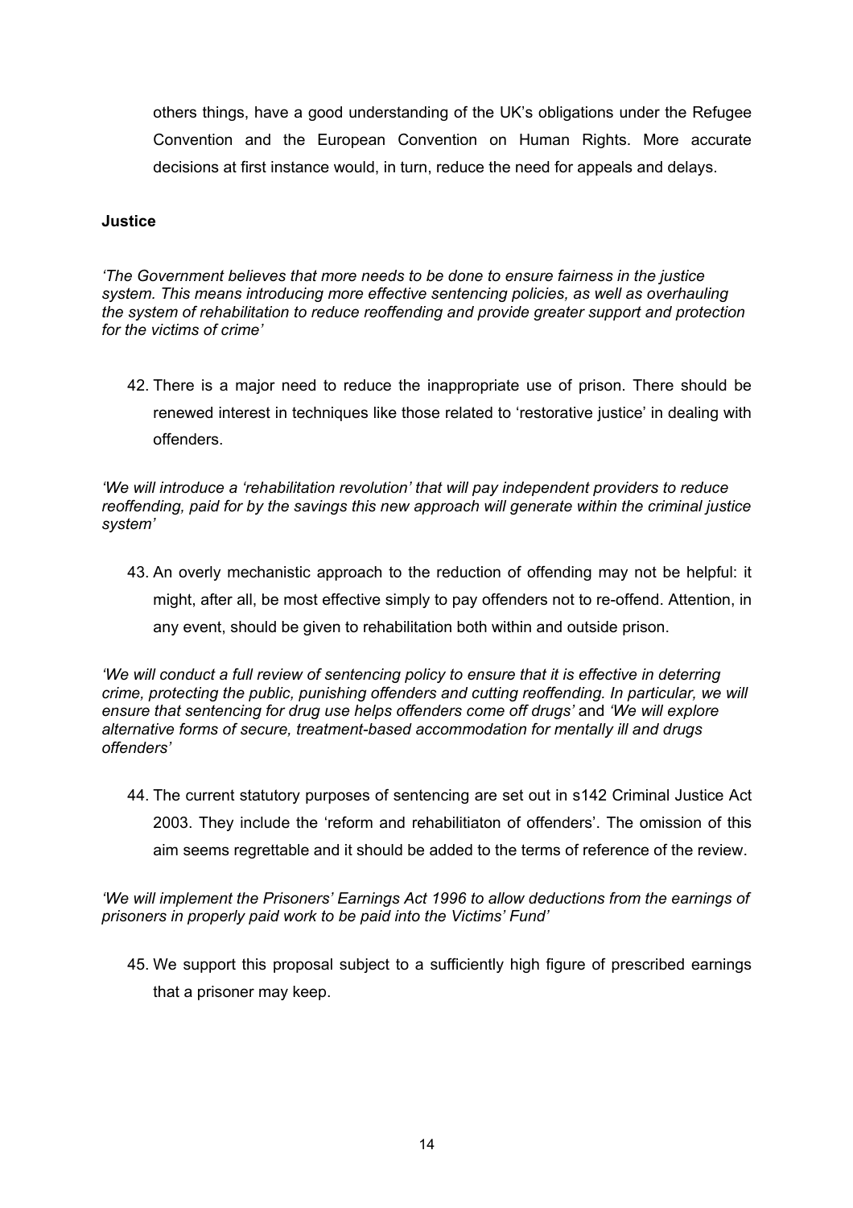others things, have a good understanding of the UK's obligations under the Refugee Convention and the European Convention on Human Rights. More accurate decisions at first instance would, in turn, reduce the need for appeals and delays.

**Justice**

*'The Government believes that more needs to be done to ensure fairness in the justice system. This means introducing more effective sentencing policies, as well as overhauling the system of rehabilitation to reduce reoffending and provide greater support and protection for the victims of crime'*

42. There is a major need to reduce the inappropriate use of prison. There should be renewed interest in techniques like those related to 'restorative justice' in dealing with offenders.

*'We will introduce a 'rehabilitation revolution' that will pay independent providers to reduce reoffending, paid for by the savings this new approach will generate within the criminal justice system'*

43. An overly mechanistic approach to the reduction of offending may not be helpful: it might, after all, be most effective simply to pay offenders not to re-offend. Attention, in any event, should be given to rehabilitation both within and outside prison.

*'We will conduct a full review of sentencing policy to ensure that it is effective in deterring crime, protecting the public, punishing offenders and cutting reoffending. In particular, we will ensure that sentencing for drug use helps offenders come off drugs'* and *'We will explore alternative forms of secure, treatment-based accommodation for mentally ill and drugs offenders'*

44. The current statutory purposes of sentencing are set out in s142 Criminal Justice Act 2003. They include the 'reform and rehabilitiaton of offenders'. The omission of this aim seems regrettable and it should be added to the terms of reference of the review.

*'We will implement the Prisoners' Earnings Act 1996 to allow deductions from the earnings of prisoners in properly paid work to be paid into the Victims' Fund'*

45. We support this proposal subject to a sufficiently high figure of prescribed earnings that a prisoner may keep.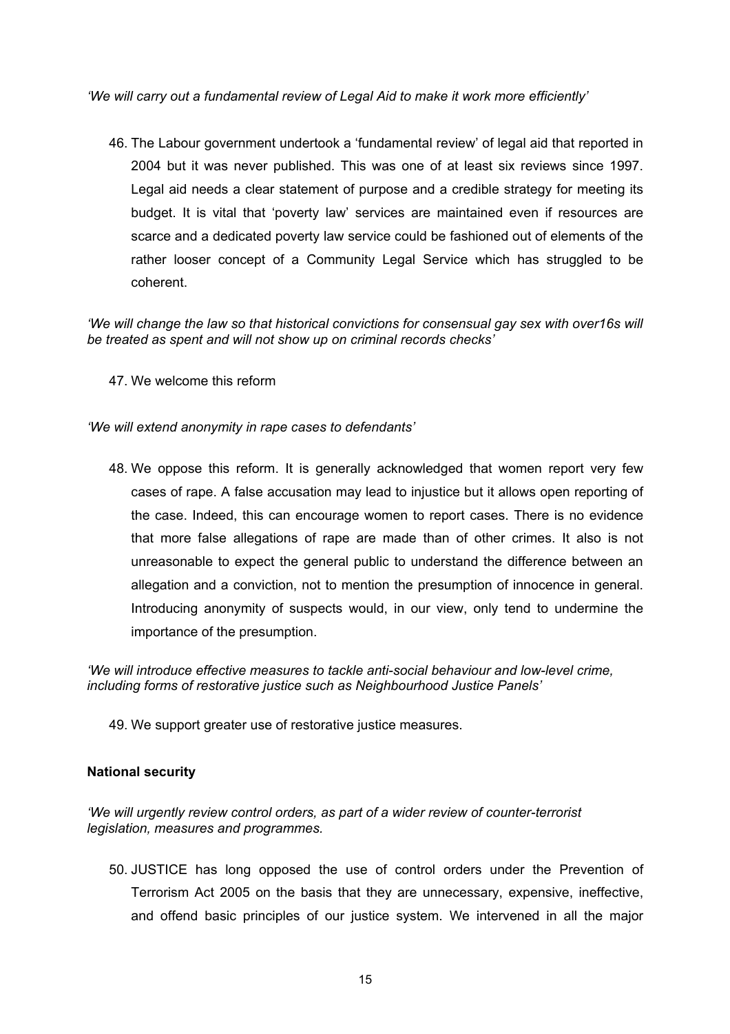*'We will carry out a fundamental review of Legal Aid to make it work more efficiently'*

46. The Labour government undertook a 'fundamental review' of legal aid that reported in 2004 but it was never published. This was one of at least six reviews since 1997. Legal aid needs a clear statement of purpose and a credible strategy for meeting its budget. It is vital that 'poverty law' services are maintained even if resources are scarce and a dedicated poverty law service could be fashioned out of elements of the rather looser concept of a Community Legal Service which has struggled to be coherent.

*'We will change the law so that historical convictions for consensual gay sex with over16s will be treated as spent and will not show up on criminal records checks'*

47. We welcome this reform

*'We will extend anonymity in rape cases to defendants'*

48. We oppose this reform. It is generally acknowledged that women report very few cases of rape. A false accusation may lead to injustice but it allows open reporting of the case. Indeed, this can encourage women to report cases. There is no evidence that more false allegations of rape are made than of other crimes. It also is not unreasonable to expect the general public to understand the difference between an allegation and a conviction, not to mention the presumption of innocence in general. Introducing anonymity of suspects would, in our view, only tend to undermine the importance of the presumption.

*'We will introduce effective measures to tackle anti-social behaviour and low-level crime, including forms of restorative justice such as Neighbourhood Justice Panels'*

49. We support greater use of restorative justice measures.

**National security**

*'We will urgently review control orders, as part of a wider review of counter-terrorist legislation, measures and programmes.*

50. JUSTICE has long opposed the use of control orders under the Prevention of Terrorism Act 2005 on the basis that they are unnecessary, expensive, ineffective, and offend basic principles of our justice system. We intervened in all the major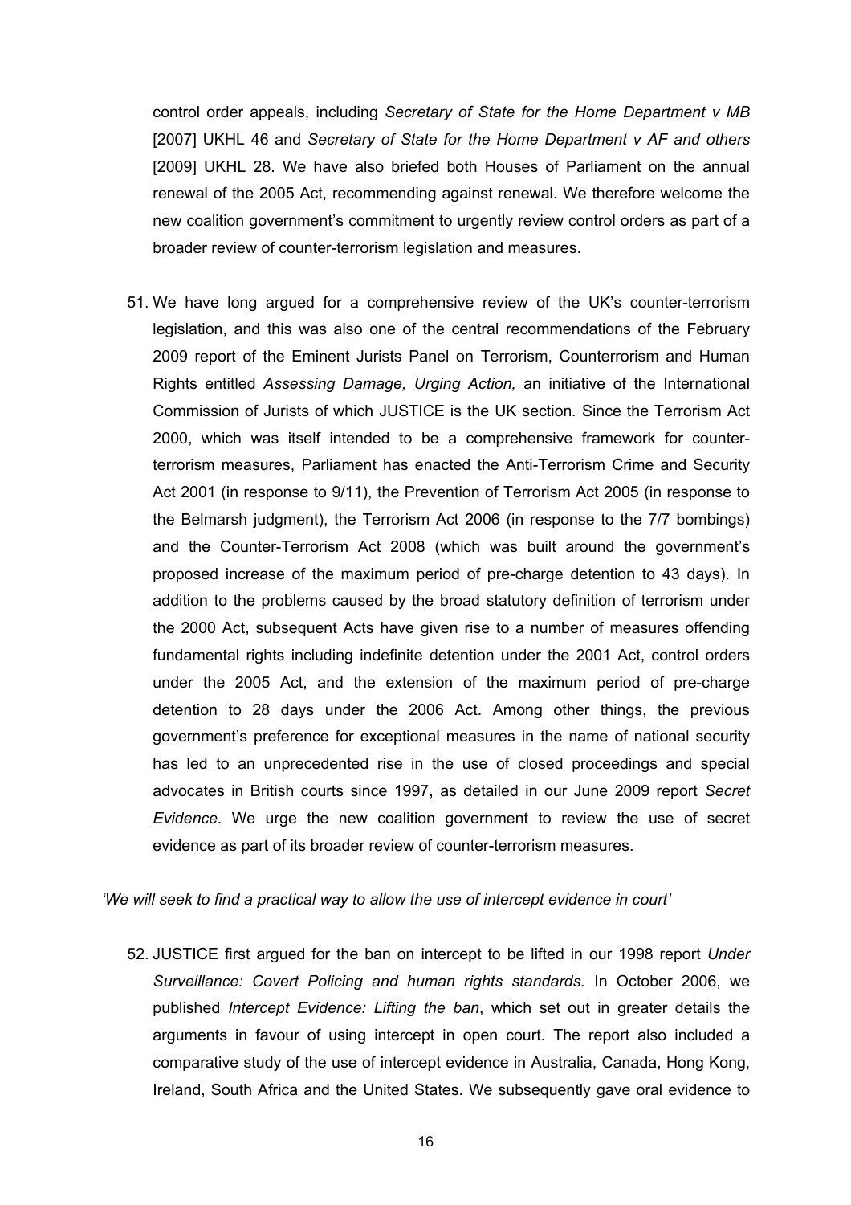control order appeals, including *Secretary of State for the Home Department v MB* [2007] UKHL 46 and *Secretary of State for the Home Department v AF and others* [2009] UKHL 28. We have also briefed both Houses of Parliament on the annual renewal of the 2005 Act, recommending against renewal. We therefore welcome the new coalition government's commitment to urgently review control orders as part of a broader review of counter-terrorism legislation and measures.

51. We have long argued for a comprehensive review of the UK's counter-terrorism legislation, and this was also one of the central recommendations of the February 2009 report of the Eminent Jurists Panel on Terrorism, Counterrorism and Human Rights entitled *Assessing Damage, Urging Action,* an initiative of the International Commission of Jurists of which JUSTICE is the UK section. Since the Terrorism Act 2000, which was itself intended to be a comprehensive framework for counter-terrorism measures, Parliament has enacted the Anti-Terrorism Crime and Security Act 2001 (in response to 9/11), the Prevention of Terrorism Act 2005 (in response to the Belmarsh judgment), the Terrorism Act 2006 (in response to the 7/7 bombings) and the Counter-Terrorism Act 2008 (which was built around the government's proposed increase of the maximum period of pre-charge detention to 43 days). In addition to the problems caused by the broad statutory definition of terrorism under the 2000 Act, subsequent Acts have given rise to a number of measures offending fundamental rights including indefinite detention under the 2001 Act, control orders under the 2005 Act, and the extension of the maximum period of pre-charge detention to 28 days under the 2006 Act. Among other things, the previous government's preference for exceptional measures in the name of national security has led to an unprecedented rise in the use of closed proceedings and special advocates in British courts since 1997, as detailed in our June 2009 report *Secret Evidence.* We urge the new coalition government to review the use of secret evidence as part of its broader review of counter-terrorism measures.

*'We will seek to find a practical way to allow the use of intercept evidence in court'*

52. JUSTICE first argued for the ban on intercept to be lifted in our 1998 report *Under Surveillance: Covert Policing and human rights standards.* In October 2006, we published *Intercept Evidence: Lifting the ban*, which set out in greater details the arguments in favour of using intercept in open court. The report also included a comparative study of the use of intercept evidence in Australia, Canada, Hong Kong, Ireland, South Africa and the United States. We subsequently gave oral evidence to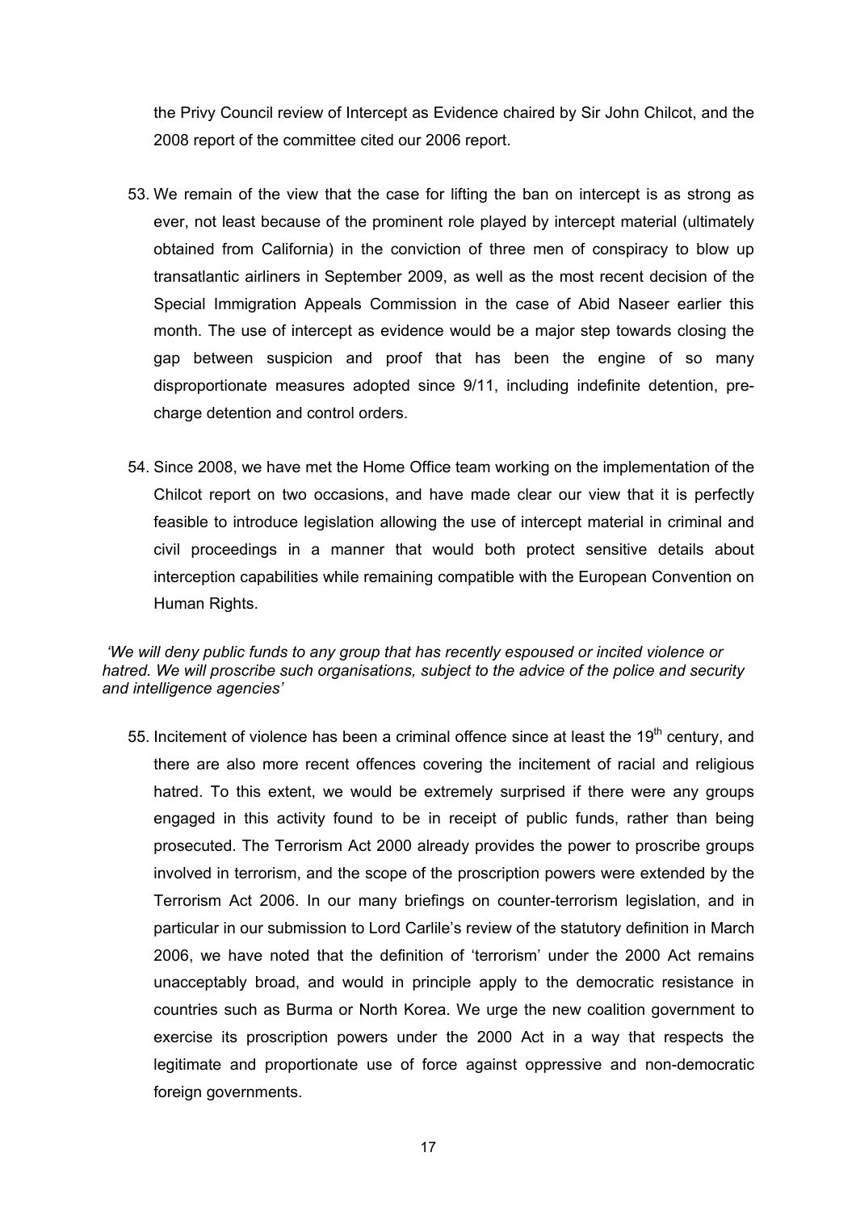the Privy Council review of Intercept as Evidence chaired by Sir John Chilcot, and the 2008 report of the committee cited our 2006 report.

53. We remain of the view that the case for lifting the ban on intercept is as strong as ever, not least because of the prominent role played by intercept material (ultimately obtained from California) in the conviction of three men of conspiracy to blow up transatlantic airliners in September 2009, as well as the most recent decision of the Special Immigration Appeals Commission in the case of Abid Naseer earlier this month. The use of intercept as evidence would be a major step towards closing the gap between suspicion and proof that has been the engine of so many disproportionate measures adopted since 9/11, including indefinite detention, pre-charge detention and control orders.

54. Since 2008, we have met the Home Office team working on the implementation of the Chilcot report on two occasions, and have made clear our view that it is perfectly feasible to introduce legislation allowing the use of intercept material in criminal and civil proceedings in a manner that would both protect sensitive details about interception capabilities while remaining compatible with the European Convention on Human Rights.

*'We will deny public funds to any group that has recently espoused or incited violence or hatred. We will proscribe such organisations, subject to the advice of the police and security and intelligence agencies'*

55. Incitement of violence has been a criminal offence since at least the 19th century, and there are also more recent offences covering the incitement of racial and religious hatred. To this extent, we would be extremely surprised if there were any groups engaged in this activity found to be in receipt of public funds, rather than being prosecuted. The Terrorism Act 2000 already provides the power to proscribe groups involved in terrorism, and the scope of the proscription powers were extended by the Terrorism Act 2006. In our many briefings on counter-terrorism legislation, and in particular in our submission to Lord Carlile's review of the statutory definition in March 2006, we have noted that the definition of 'terrorism' under the 2000 Act remains unacceptably broad, and would in principle apply to the democratic resistance in countries such as Burma or North Korea. We urge the new coalition government to exercise its proscription powers under the 2000 Act in a way that respects the legitimate and proportionate use of force against oppressive and non-democratic foreign governments.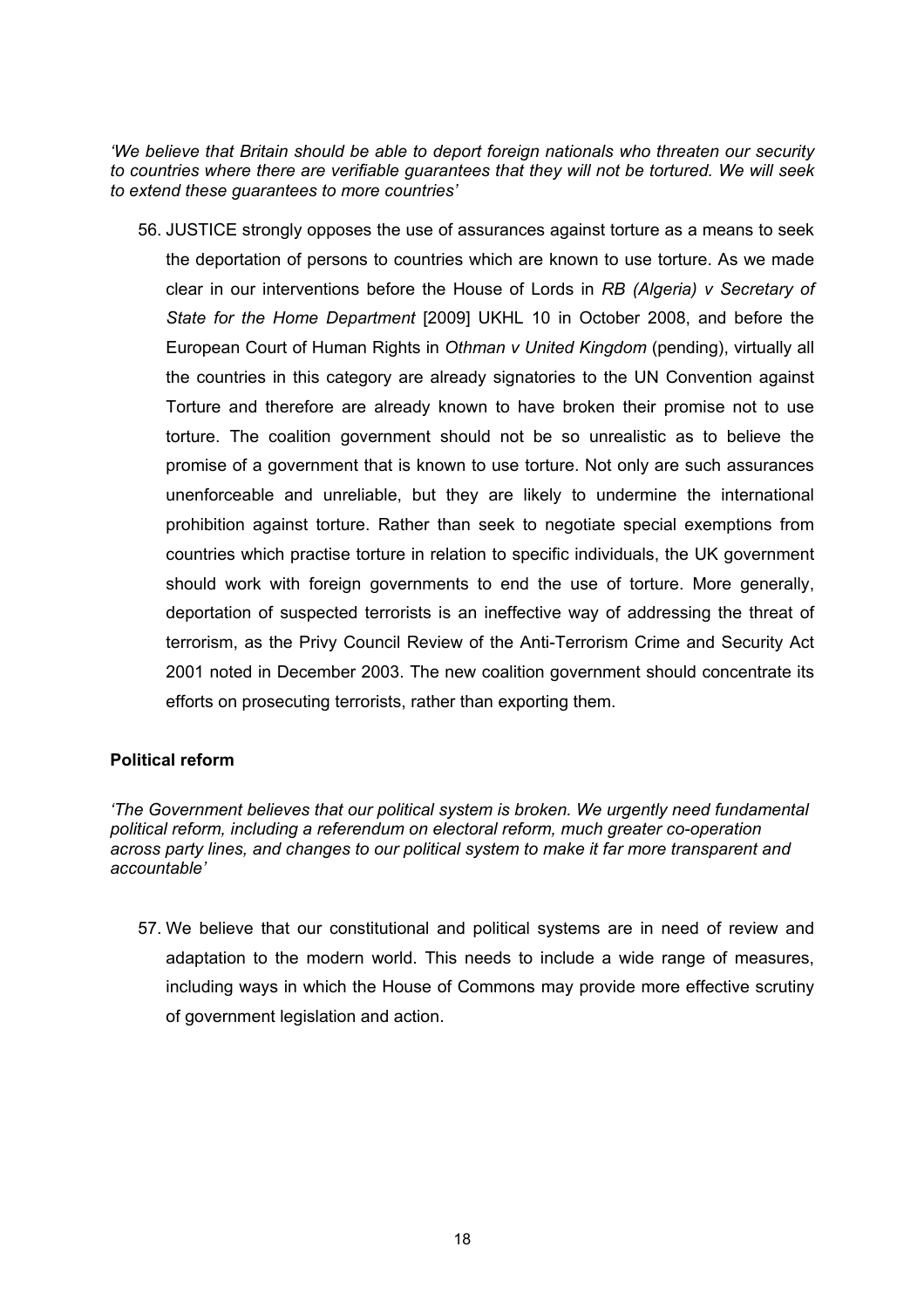*'We believe that Britain should be able to deport foreign nationals who threaten our security to countries where there are verifiable guarantees that they will not be tortured. We will seek to extend these guarantees to more countries'*

56. JUSTICE strongly opposes the use of assurances against torture as a means to seek the deportation of persons to countries which are known to use torture. As we made clear in our interventions before the House of Lords in *RB (Algeria) v Secretary of State for the Home Department* [2009] UKHL 10 in October 2008, and before the European Court of Human Rights in *Othman v United Kingdom* (pending), virtually all the countries in this category are already signatories to the UN Convention against Torture and therefore are already known to have broken their promise not to use torture. The coalition government should not be so unrealistic as to believe the promise of a government that is known to use torture. Not only are such assurances unenforceable and unreliable, but they are likely to undermine the international prohibition against torture. Rather than seek to negotiate special exemptions from countries which practise torture in relation to specific individuals, the UK government should work with foreign governments to end the use of torture. More generally, deportation of suspected terrorists is an ineffective way of addressing the threat of terrorism, as the Privy Council Review of the Anti-Terrorism Crime and Security Act 2001 noted in December 2003. The new coalition government should concentrate its efforts on prosecuting terrorists, rather than exporting them.

**Political reform**

*'The Government believes that our political system is broken. We urgently need fundamental political reform, including a referendum on electoral reform, much greater co-operation across party lines, and changes to our political system to make it far more transparent and accountable'*

57. We believe that our constitutional and political systems are in need of review and adaptation to the modern world. This needs to include a wide range of measures, including ways in which the House of Commons may provide more effective scrutiny of government legislation and action.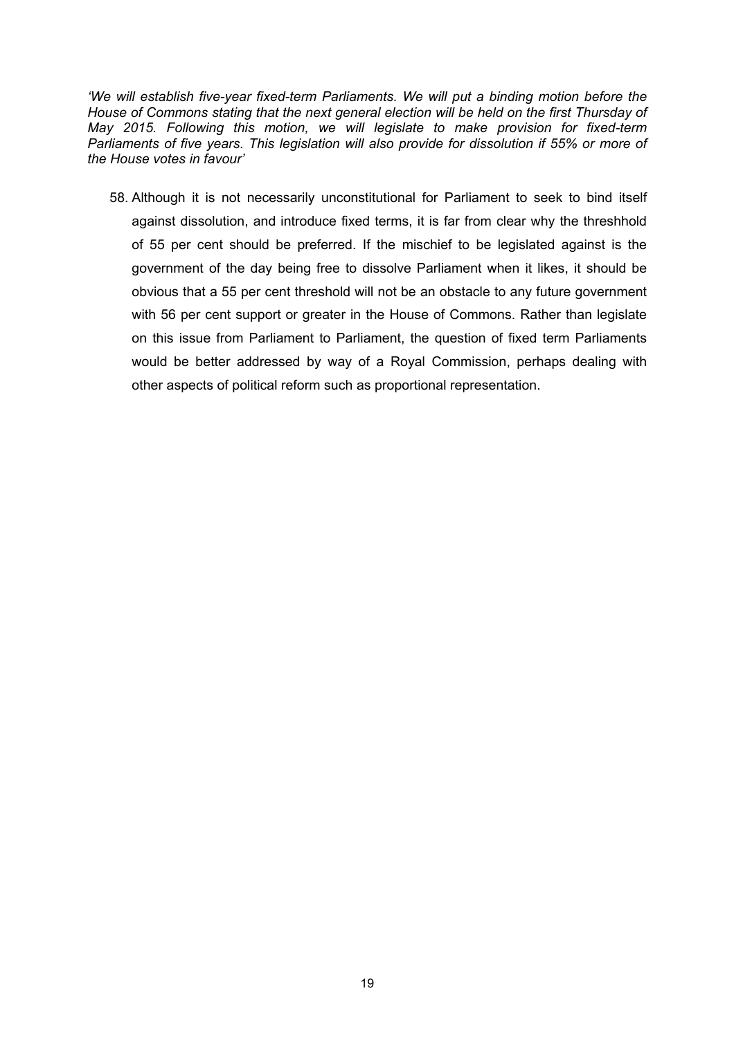*'We will establish five-year fixed-term Parliaments. We will put a binding motion before the House of Commons stating that the next general election will be held on the first Thursday of May 2015. Following this motion, we will legislate to make provision for fixed-term Parliaments of five years. This legislation will also provide for dissolution if 55% or more of the House votes in favour'*

58. Although it is not necessarily unconstitutional for Parliament to seek to bind itself against dissolution, and introduce fixed terms, it is far from clear why the threshhold of 55 per cent should be preferred. If the mischief to be legislated against is the government of the day being free to dissolve Parliament when it likes, it should be obvious that a 55 per cent threshold will not be an obstacle to any future government with 56 per cent support or greater in the House of Commons. Rather than legislate on this issue from Parliament to Parliament, the question of fixed term Parliaments would be better addressed by way of a Royal Commission, perhaps dealing with other aspects of political reform such as proportional representation.